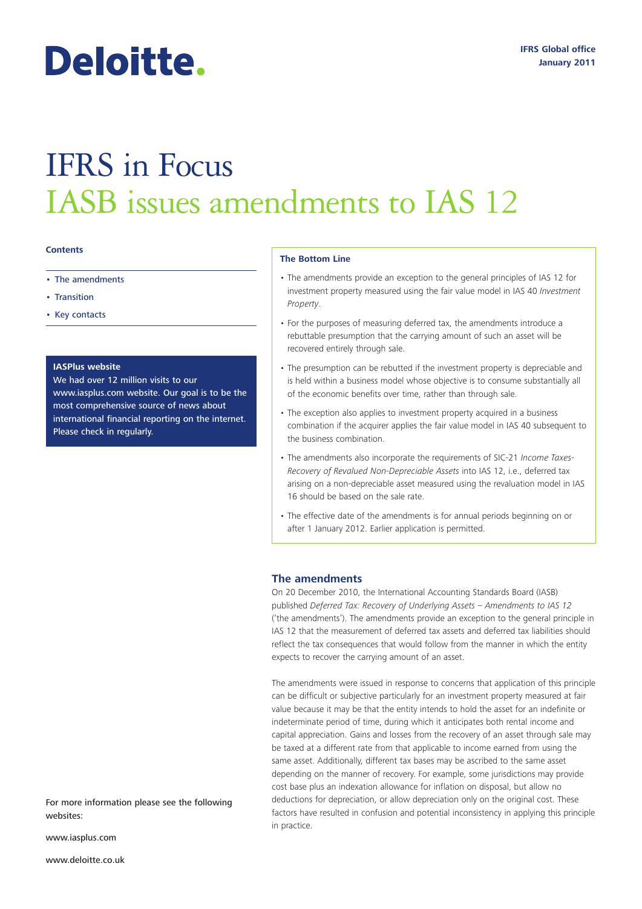Deloitte.

IFRS Global office
January 2011

# IFRS in Focus
# IASB issues amendments to IAS 12

**Contents**

- The amendments
- Transition
- Key contacts

**IASPlus website**
We had over 12 million visits to our www.iasplus.com website. Our goal is to be the most comprehensive source of news about international financial reporting on the internet. Please check in regularly.

**The Bottom Line**

- The amendments provide an exception to the general principles of IAS 12 for investment property measured using the fair value model in IAS 40 *Investment Property*.
- For the purposes of measuring deferred tax, the amendments introduce a rebuttable presumption that the carrying amount of such an asset will be recovered entirely through sale.
- The presumption can be rebutted if the investment property is depreciable and is held within a business model whose objective is to consume substantially all of the economic benefits over time, rather than through sale.
- The exception also applies to investment property acquired in a business combination if the acquirer applies the fair value model in IAS 40 subsequent to the business combination.
- The amendments also incorporate the requirements of SIC-21 *Income Taxes-Recovery of Revalued Non-Depreciable Assets* into IAS 12, i.e., deferred tax arising on a non-depreciable asset measured using the revaluation model in IAS 16 should be based on the sale rate.
- The effective date of the amendments is for annual periods beginning on or after 1 January 2012. Earlier application is permitted.

## The amendments

On 20 December 2010, the International Accounting Standards Board (IASB) published *Deferred Tax: Recovery of Underlying Assets – Amendments to IAS 12* ('the amendments'). The amendments provide an exception to the general principle in IAS 12 that the measurement of deferred tax assets and deferred tax liabilities should reflect the tax consequences that would follow from the manner in which the entity expects to recover the carrying amount of an asset.

The amendments were issued in response to concerns that application of this principle can be difficult or subjective particularly for an investment property measured at fair value because it may be that the entity intends to hold the asset for an indefinite or indeterminate period of time, during which it anticipates both rental income and capital appreciation. Gains and losses from the recovery of an asset through sale may be taxed at a different rate from that applicable to income earned from using the same asset. Additionally, different tax bases may be ascribed to the same asset depending on the manner of recovery. For example, some jurisdictions may provide cost base plus an indexation allowance for inflation on disposal, but allow no deductions for depreciation, or allow depreciation only on the original cost. These factors have resulted in confusion and potential inconsistency in applying this principle in practice.

For more information please see the following websites:

www.iasplus.com

www.deloitte.co.uk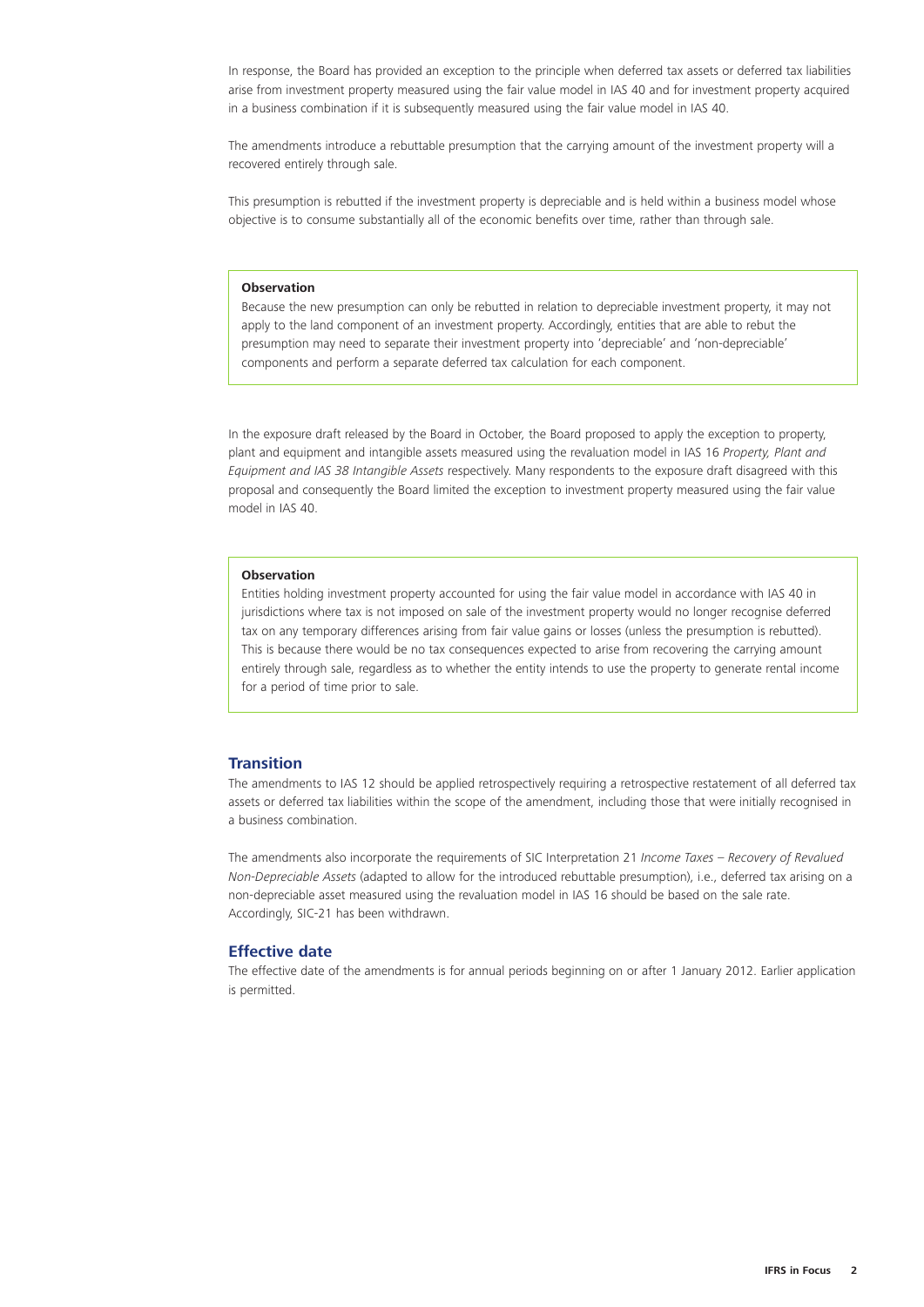In response, the Board has provided an exception to the principle when deferred tax assets or deferred tax liabilities arise from investment property measured using the fair value model in IAS 40 and for investment property acquired in a business combination if it is subsequently measured using the fair value model in IAS 40.

The amendments introduce a rebuttable presumption that the carrying amount of the investment property will a recovered entirely through sale.

This presumption is rebutted if the investment property is depreciable and is held within a business model whose objective is to consume substantially all of the economic benefits over time, rather than through sale.

> **Observation**
>
> Because the new presumption can only be rebutted in relation to depreciable investment property, it may not apply to the land component of an investment property. Accordingly, entities that are able to rebut the presumption may need to separate their investment property into 'depreciable' and 'non-depreciable' components and perform a separate deferred tax calculation for each component.

In the exposure draft released by the Board in October, the Board proposed to apply the exception to property, plant and equipment and intangible assets measured using the revaluation model in IAS 16 *Property, Plant and Equipment and IAS 38 Intangible Assets* respectively. Many respondents to the exposure draft disagreed with this proposal and consequently the Board limited the exception to investment property measured using the fair value model in IAS 40.

> **Observation**
>
> Entities holding investment property accounted for using the fair value model in accordance with IAS 40 in jurisdictions where tax is not imposed on sale of the investment property would no longer recognise deferred tax on any temporary differences arising from fair value gains or losses (unless the presumption is rebutted). This is because there would be no tax consequences expected to arise from recovering the carrying amount entirely through sale, regardless as to whether the entity intends to use the property to generate rental income for a period of time prior to sale.

## Transition

The amendments to IAS 12 should be applied retrospectively requiring a retrospective restatement of all deferred tax assets or deferred tax liabilities within the scope of the amendment, including those that were initially recognised in a business combination.

The amendments also incorporate the requirements of SIC Interpretation 21 *Income Taxes – Recovery of Revalued Non-Depreciable Assets* (adapted to allow for the introduced rebuttable presumption), i.e., deferred tax arising on a non-depreciable asset measured using the revaluation model in IAS 16 should be based on the sale rate. Accordingly, SIC-21 has been withdrawn.

## Effective date

The effective date of the amendments is for annual periods beginning on or after 1 January 2012. Earlier application is permitted.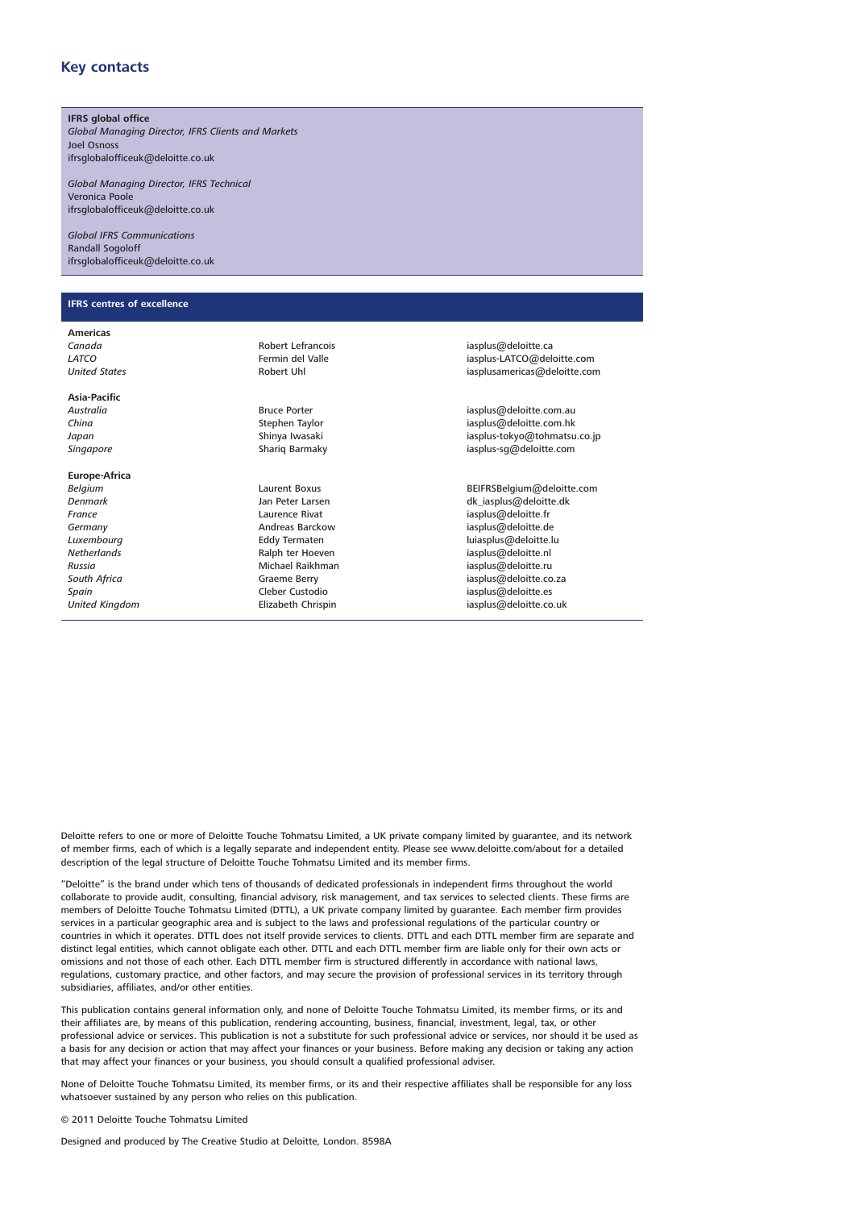## Key contacts

**IFRS global office**
*Global Managing Director, IFRS Clients and Markets*
Joel Osnoss
ifrsglobalofficeuk@deloitte.co.uk

*Global Managing Director, IFRS Technical*
Veronica Poole
ifrsglobalofficeuk@deloitte.co.uk

*Global IFRS Communications*
Randall Sogoloff
ifrsglobalofficeuk@deloitte.co.uk

**IFRS centres of excellence**

| | | |
|---|---|---|
| **Americas** | | |
| *Canada* | Robert Lefrancois | iasplus@deloitte.ca |
| *LATCO* | Fermin del Valle | iasplus-LATCO@deloitte.com |
| *United States* | Robert Uhl | iasplusamericas@deloitte.com |
| **Asia-Pacific** | | |
| *Australia* | Bruce Porter | iasplus@deloitte.com.au |
| *China* | Stephen Taylor | iasplus@deloitte.com.hk |
| *Japan* | Shinya Iwasaki | iasplus-tokyo@tohmatsu.co.jp |
| *Singapore* | Shariq Barmaky | iasplus-sg@deloitte.com |
| **Europe-Africa** | | |
| *Belgium* | Laurent Boxus | BEIFRSBelgium@deloitte.com |
| *Denmark* | Jan Peter Larsen | dk_iasplus@deloitte.dk |
| *France* | Laurence Rivat | iasplus@deloitte.fr |
| *Germany* | Andreas Barckow | iasplus@deloitte.de |
| *Luxembourg* | Eddy Termaten | luiasplus@deloitte.lu |
| *Netherlands* | Ralph ter Hoeven | iasplus@deloitte.nl |
| *Russia* | Michael Raikhman | iasplus@deloitte.ru |
| *South Africa* | Graeme Berry | iasplus@deloitte.co.za |
| *Spain* | Cleber Custodio | iasplus@deloitte.es |
| *United Kingdom* | Elizabeth Chrispin | iasplus@deloitte.co.uk |

Deloitte refers to one or more of Deloitte Touche Tohmatsu Limited, a UK private company limited by guarantee, and its network of member firms, each of which is a legally separate and independent entity. Please see www.deloitte.com/about for a detailed description of the legal structure of Deloitte Touche Tohmatsu Limited and its member firms.

"Deloitte" is the brand under which tens of thousands of dedicated professionals in independent firms throughout the world collaborate to provide audit, consulting, financial advisory, risk management, and tax services to selected clients. These firms are members of Deloitte Touche Tohmatsu Limited (DTTL), a UK private company limited by guarantee. Each member firm provides services in a particular geographic area and is subject to the laws and professional regulations of the particular country or countries in which it operates. DTTL does not itself provide services to clients. DTTL and each DTTL member firm are separate and distinct legal entities, which cannot obligate each other. DTTL and each DTTL member firm are liable only for their own acts or omissions and not those of each other. Each DTTL member firm is structured differently in accordance with national laws, regulations, customary practice, and other factors, and may secure the provision of professional services in its territory through subsidiaries, affiliates, and/or other entities.

This publication contains general information only, and none of Deloitte Touche Tohmatsu Limited, its member firms, or its and their affiliates are, by means of this publication, rendering accounting, business, financial, investment, legal, tax, or other professional advice or services. This publication is not a substitute for such professional advice or services, nor should it be used as a basis for any decision or action that may affect your finances or your business. Before making any decision or taking any action that may affect your finances or your business, you should consult a qualified professional adviser.

None of Deloitte Touche Tohmatsu Limited, its member firms, or its and their respective affiliates shall be responsible for any loss whatsoever sustained by any person who relies on this publication.

© 2011 Deloitte Touche Tohmatsu Limited

Designed and produced by The Creative Studio at Deloitte, London. 8598A